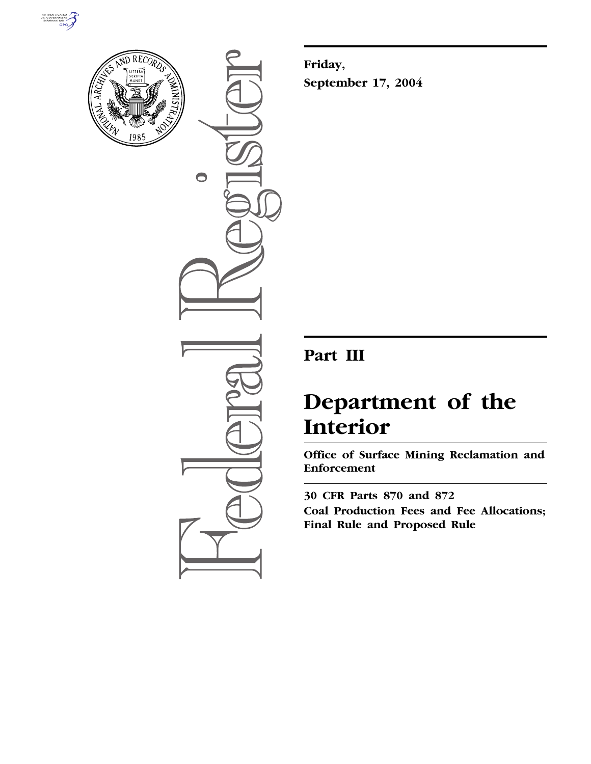Friday,

September 17, 2004

# Part III

# Department of the Interior

## Office of Surface Mining Reclamation and Enforcement

### 30 CFR Parts 870 and 872

### Coal Production Fees and Fee Allocations; Final Rule and Proposed Rule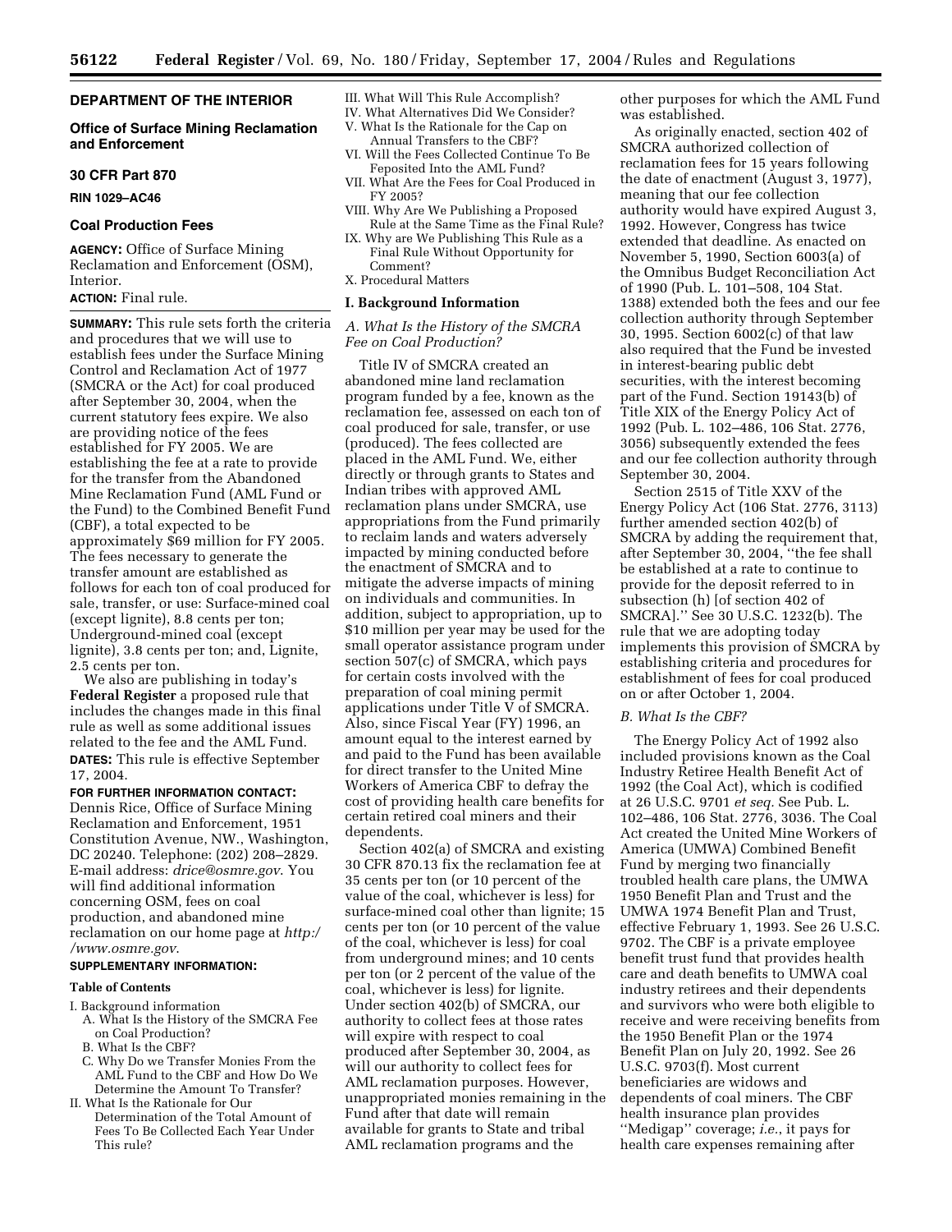**DEPARTMENT OF THE INTERIOR**

**Office of Surface Mining Reclamation and Enforcement**

**30 CFR Part 870**

**RIN 1029–AC46**

# Coal Production Fees

**AGENCY:** Office of Surface Mining Reclamation and Enforcement (OSM), Interior.

**ACTION:** Final rule.

**SUMMARY:** This rule sets forth the criteria and procedures that we will use to establish fees under the Surface Mining Control and Reclamation Act of 1977 (SMCRA or the Act) for coal produced after September 30, 2004, when the current statutory fees expire. We also are providing notice of the fees established for FY 2005. We are establishing the fee at a rate to provide for the transfer from the Abandoned Mine Reclamation Fund (AML Fund or the Fund) to the Combined Benefit Fund (CBF), a total expected to be approximately $69 million for FY 2005. The fees necessary to generate the transfer amount are established as follows for each ton of coal produced for sale, transfer, or use: Surface-mined coal (except lignite), 8.8 cents per ton; Underground-mined coal (except lignite), 3.8 cents per ton; and, Lignite, 2.5 cents per ton.

We also are publishing in today's **Federal Register** a proposed rule that includes the changes made in this final rule as well as some additional issues related to the fee and the AML Fund.

**DATES:** This rule is effective September 17, 2004.

**FOR FURTHER INFORMATION CONTACT:** Dennis Rice, Office of Surface Mining Reclamation and Enforcement, 1951 Constitution Avenue, NW., Washington, DC 20240. Telephone: (202) 208–2829. E-mail address: *drice@osmre.gov*. You will find additional information concerning OSM, fees on coal production, and abandoned mine reclamation on our home page at *http://www.osmre.gov*.

**SUPPLEMENTARY INFORMATION:**

**Table of Contents**

- I. Background information
  - A. What Is the History of the SMCRA Fee on Coal Production?
  - B. What Is the CBF?
  - C. Why Do we Transfer Monies From the AML Fund to the CBF and How Do We Determine the Amount To Transfer?
- II. What Is the Rationale for Our Determination of the Total Amount of Fees To Be Collected Each Year Under This rule?
- III. What Will This Rule Accomplish?
- IV. What Alternatives Did We Consider?
- V. What Is the Rationale for the Cap on Annual Transfers to the CBF?
- VI. Will the Fees Collected Continue To Be Feposited Into the AML Fund?
- VII. What Are the Fees for Coal Produced in FY 2005?
- VIII. Why Are We Publishing a Proposed Rule at the Same Time as the Final Rule?
- IX. Why are We Publishing This Rule as a Final Rule Without Opportunity for Comment?
- X. Procedural Matters

## I. Background Information

### A. What Is the History of the SMCRA Fee on Coal Production?

Title IV of SMCRA created an abandoned mine land reclamation program funded by a fee, known as the reclamation fee, assessed on each ton of coal produced for sale, transfer, or use (produced). The fees collected are placed in the AML Fund. We, either directly or through grants to States and Indian tribes with approved AML reclamation plans under SMCRA, use appropriations from the Fund primarily to reclaim lands and waters adversely impacted by mining conducted before the enactment of SMCRA and to mitigate the adverse impacts of mining on individuals and communities. In addition, subject to appropriation, up to $10 million per year may be used for the small operator assistance program under section 507(c) of SMCRA, which pays for certain costs involved with the preparation of coal mining permit applications under Title V of SMCRA. Also, since Fiscal Year (FY) 1996, an amount equal to the interest earned by and paid to the Fund has been available for direct transfer to the United Mine Workers of America CBF to defray the cost of providing health care benefits for certain retired coal miners and their dependents.

Section 402(a) of SMCRA and existing 30 CFR 870.13 fix the reclamation fee at 35 cents per ton (or 10 percent of the value of the coal, whichever is less) for surface-mined coal other than lignite; 15 cents per ton (or 10 percent of the value of the coal, whichever is less) for coal from underground mines; and 10 cents per ton (or 2 percent of the value of the coal, whichever is less) for lignite. Under section 402(b) of SMCRA, our authority to collect fees at those rates will expire with respect to coal produced after September 30, 2004, as will our authority to collect fees for AML reclamation purposes. However, unappropriated monies remaining in the Fund after that date will remain available for grants to State and tribal AML reclamation programs and the other purposes for which the AML Fund was established.

As originally enacted, section 402 of SMCRA authorized collection of reclamation fees for 15 years following the date of enactment (August 3, 1977), meaning that our fee collection authority would have expired August 3, 1992. However, Congress has twice extended that deadline. As enacted on November 5, 1990, Section 6003(a) of the Omnibus Budget Reconciliation Act of 1990 (Pub. L. 101–508, 104 Stat. 1388) extended both the fees and our fee collection authority through September 30, 1995. Section 6002(c) of that law also required that the Fund be invested in interest-bearing public debt securities, with the interest becoming part of the Fund. Section 19143(b) of Title XIX of the Energy Policy Act of 1992 (Pub. L. 102–486, 106 Stat. 2776, 3056) subsequently extended the fees and our fee collection authority through September 30, 2004.

Section 2515 of Title XXV of the Energy Policy Act (106 Stat. 2776, 3113) further amended section 402(b) of SMCRA by adding the requirement that, after September 30, 2004, "the fee shall be established at a rate to continue to provide for the deposit referred to in subsection (h) [of section 402 of SMCRA]." See 30 U.S.C. 1232(b). The rule that we are adopting today implements this provision of SMCRA by establishing criteria and procedures for establishment of fees for coal produced on or after October 1, 2004.

### B. What Is the CBF?

The Energy Policy Act of 1992 also included provisions known as the Coal Industry Retiree Health Benefit Act of 1992 (the Coal Act), which is codified at 26 U.S.C. 9701 *et seq.* See Pub. L. 102–486, 106 Stat. 2776, 3036. The Coal Act created the United Mine Workers of America (UMWA) Combined Benefit Fund by merging two financially troubled health care plans, the UMWA 1950 Benefit Plan and Trust and the UMWA 1974 Benefit Plan and Trust, effective February 1, 1993. See 26 U.S.C. 9702. The CBF is a private employee benefit trust fund that provides health care and death benefits to UMWA coal industry retirees and their dependents and survivors who were both eligible to receive and were receiving benefits from the 1950 Benefit Plan or the 1974 Benefit Plan on July 20, 1992. See 26 U.S.C. 9703(f). Most current beneficiaries are widows and dependents of coal miners. The CBF health insurance plan provides "Medigap" coverage; *i.e.*, it pays for health care expenses remaining after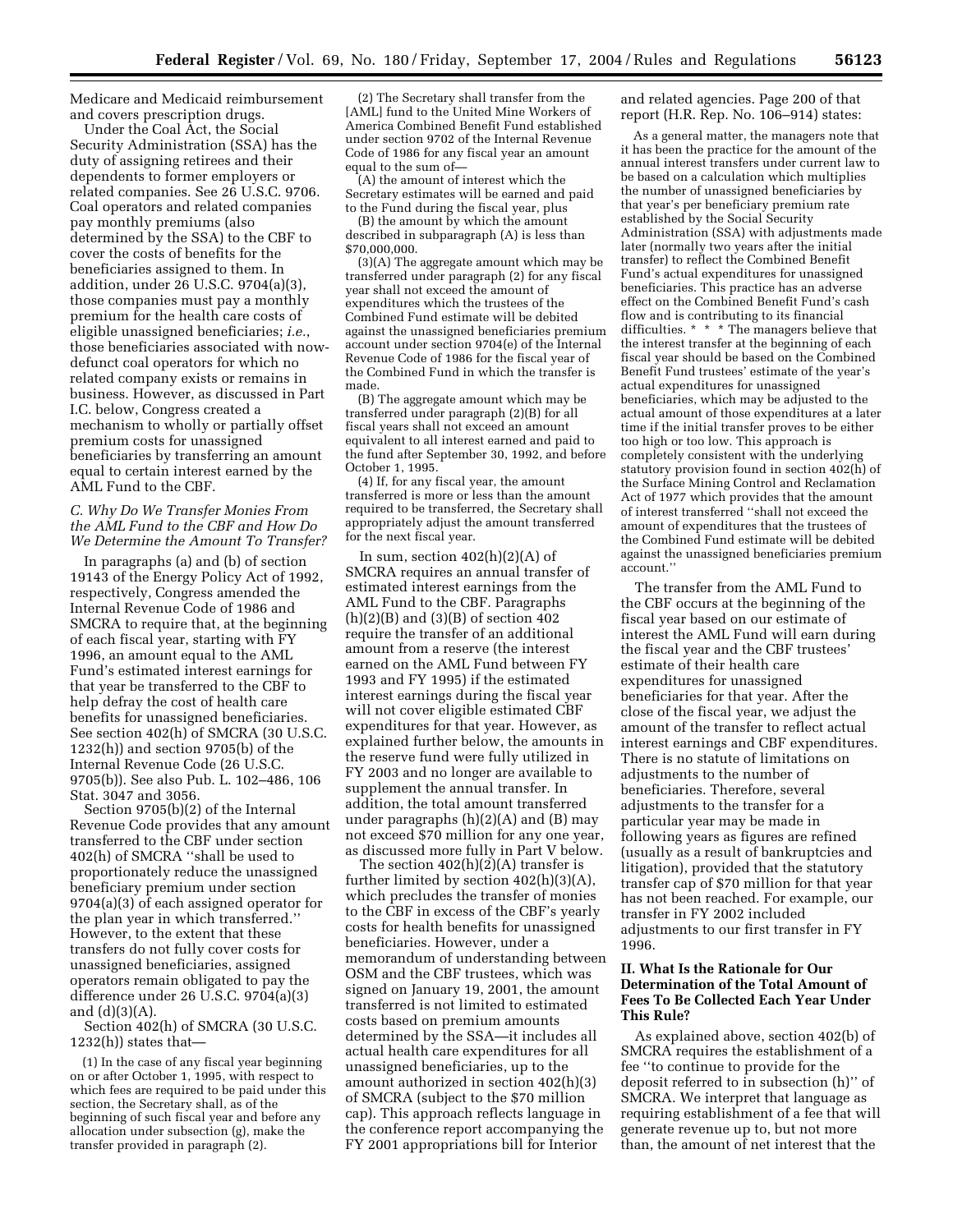Medicare and Medicaid reimbursement and covers prescription drugs.

Under the Coal Act, the Social Security Administration (SSA) has the duty of assigning retirees and their dependents to former employers or related companies. See 26 U.S.C. 9706. Coal operators and related companies pay monthly premiums (also determined by the SSA) to the CBF to cover the costs of benefits for the beneficiaries assigned to them. In addition, under 26 U.S.C. 9704(a)(3), those companies must pay a monthly premium for the health care costs of eligible unassigned beneficiaries; *i.e.*, those beneficiaries associated with now-defunct coal operators for which no related company exists or remains in business. However, as discussed in Part I.C. below, Congress created a mechanism to wholly or partially offset premium costs for unassigned beneficiaries by transferring an amount equal to certain interest earned by the AML Fund to the CBF.

### *C. Why Do We Transfer Monies From the AML Fund to the CBF and How Do We Determine the Amount To Transfer?*

In paragraphs (a) and (b) of section 19143 of the Energy Policy Act of 1992, respectively, Congress amended the Internal Revenue Code of 1986 and SMCRA to require that, at the beginning of each fiscal year, starting with FY 1996, an amount equal to the AML Fund's estimated interest earnings for that year be transferred to the CBF to help defray the cost of health care benefits for unassigned beneficiaries. See section 402(h) of SMCRA (30 U.S.C. 1232(h)) and section 9705(b) of the Internal Revenue Code (26 U.S.C. 9705(b)). See also Pub. L. 102–486, 106 Stat. 3047 and 3056.

Section 9705(b)(2) of the Internal Revenue Code provides that any amount transferred to the CBF under section 402(h) of SMCRA "shall be used to proportionately reduce the unassigned beneficiary premium under section 9704(a)(3) of each assigned operator for the plan year in which transferred." However, to the extent that these transfers do not fully cover costs for unassigned beneficiaries, assigned operators remain obligated to pay the difference under 26 U.S.C. 9704(a)(3) and (d)(3)(A).

Section 402(h) of SMCRA (30 U.S.C. 1232(h)) states that—

(1) In the case of any fiscal year beginning on or after October 1, 1995, with respect to which fees are required to be paid under this section, the Secretary shall, as of the beginning of such fiscal year and before any allocation under subsection (g), make the transfer provided in paragraph (2).

(2) The Secretary shall transfer from the [AML] fund to the United Mine Workers of America Combined Benefit Fund established under section 9702 of the Internal Revenue Code of 1986 for any fiscal year an amount equal to the sum of—

(A) the amount of interest which the Secretary estimates will be earned and paid to the Fund during the fiscal year, plus

(B) the amount by which the amount described in subparagraph (A) is less than $70,000,000.

(3)(A) The aggregate amount which may be transferred under paragraph (2) for any fiscal year shall not exceed the amount of expenditures which the trustees of the Combined Fund estimate will be debited against the unassigned beneficiaries premium account under section 9704(e) of the Internal Revenue Code of 1986 for the fiscal year of the Combined Fund in which the transfer is made.

(B) The aggregate amount which may be transferred under paragraph (2)(B) for all fiscal years shall not exceed an amount equivalent to all interest earned and paid to the fund after September 30, 1992, and before October 1, 1995.

(4) If, for any fiscal year, the amount transferred is more or less than the amount required to be transferred, the Secretary shall appropriately adjust the amount transferred for the next fiscal year.

In sum, section 402(h)(2)(A) of SMCRA requires an annual transfer of estimated interest earnings from the AML Fund to the CBF. Paragraphs (h)(2)(B) and (3)(B) of section 402 require the transfer of an additional amount from a reserve (the interest earned on the AML Fund between FY 1993 and FY 1995) if the estimated interest earnings during the fiscal year will not cover eligible estimated CBF expenditures for that year. However, as explained further below, the amounts in the reserve fund were fully utilized in FY 2003 and no longer are available to supplement the annual transfer. In addition, the total amount transferred under paragraphs (h)(2)(A) and (B) may not exceed $70 million for any one year, as discussed more fully in Part V below.

The section 402(h)(2)(A) transfer is further limited by section 402(h)(3)(A), which precludes the transfer of monies to the CBF in excess of the CBF's yearly costs for health benefits for unassigned beneficiaries. However, under a memorandum of understanding between OSM and the CBF trustees, which was signed on January 19, 2001, the amount transferred is not limited to estimated costs based on premium amounts determined by the SSA—it includes all actual health care expenditures for all unassigned beneficiaries, up to the amount authorized in section 402(h)(3) of SMCRA (subject to the $70 million cap). This approach reflects language in the conference report accompanying the FY 2001 appropriations bill for Interior and related agencies. Page 200 of that report (H.R. Rep. No. 106–914) states:

As a general matter, the managers note that it has been the practice for the amount of the annual interest transfers under current law to be based on a calculation which multiplies the number of unassigned beneficiaries by that year's per beneficiary premium rate established by the Social Security Administration (SSA) with adjustments made later (normally two years after the initial transfer) to reflect the Combined Benefit Fund's actual expenditures for unassigned beneficiaries. This practice has an adverse effect on the Combined Benefit Fund's cash flow and is contributing to its financial difficulties. * * * The managers believe that the interest transfer at the beginning of each fiscal year should be based on the Combined Benefit Fund trustees' estimate of the year's actual expenditures for unassigned beneficiaries, which may be adjusted to the actual amount of those expenditures at a later time if the initial transfer proves to be either too high or too low. This approach is completely consistent with the underlying statutory provision found in section 402(h) of the Surface Mining Control and Reclamation Act of 1977 which provides that the amount of interest transferred "shall not exceed the amount of expenditures that the trustees of the Combined Fund estimate will be debited against the unassigned beneficiaries premium account."

The transfer from the AML Fund to the CBF occurs at the beginning of the fiscal year based on our estimate of interest the AML Fund will earn during the fiscal year and the CBF trustees' estimate of their health care expenditures for unassigned beneficiaries for that year. After the close of the fiscal year, we adjust the amount of the transfer to reflect actual interest earnings and CBF expenditures. There is no statute of limitations on adjustments to the number of beneficiaries. Therefore, several adjustments to the transfer for a particular year may be made in following years as figures are refined (usually as a result of bankruptcies and litigation), provided that the statutory transfer cap of $70 million for that year has not been reached. For example, our transfer in FY 2002 included adjustments to our first transfer in FY 1996.

## II. What Is the Rationale for Our Determination of the Total Amount of Fees To Be Collected Each Year Under This Rule?

As explained above, section 402(b) of SMCRA requires the establishment of a fee "to continue to provide for the deposit referred to in subsection (h)" of SMCRA. We interpret that language as requiring establishment of a fee that will generate revenue up to, but not more than, the amount of net interest that the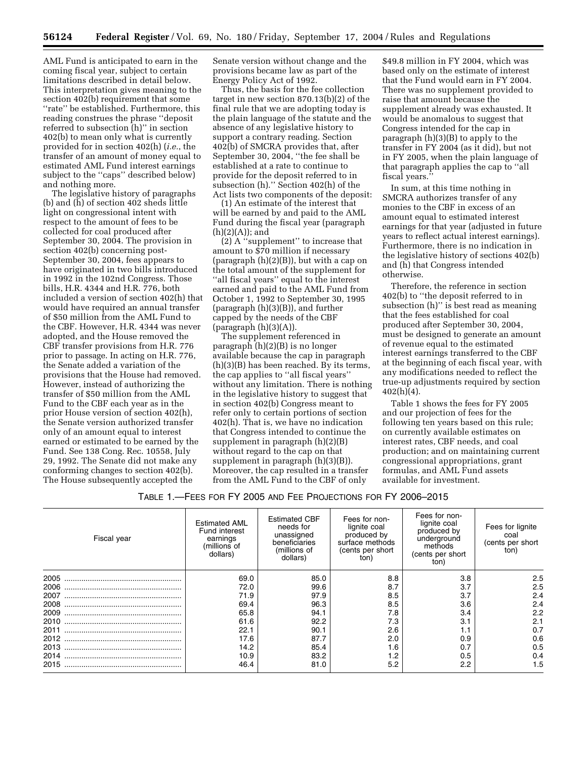AML Fund is anticipated to earn in the coming fiscal year, subject to certain limitations described in detail below. This interpretation gives meaning to the section 402(b) requirement that some "rate" be established. Furthermore, this reading construes the phrase "deposit referred to subsection (h)" in section 402(b) to mean only what is currently provided for in section 402(h) (*i.e.*, the transfer of an amount of money equal to estimated AML Fund interest earnings subject to the "caps" described below) and nothing more.

The legislative history of paragraphs (b) and (h) of section 402 sheds little light on congressional intent with respect to the amount of fees to be collected for coal produced after September 30, 2004. The provision in section 402(b) concerning post-September 30, 2004, fees appears to have originated in two bills introduced in 1992 in the 102nd Congress. Those bills, H.R. 4344 and H.R. 776, both included a version of section 402(h) that would have required an annual transfer of $50 million from the AML Fund to the CBF. However, H.R. 4344 was never adopted, and the House removed the CBF transfer provisions from H.R. 776 prior to passage. In acting on H.R. 776, the Senate added a variation of the provisions that the House had removed. However, instead of authorizing the transfer of $50 million from the AML Fund to the CBF each year as in the prior House version of section 402(h), the Senate version authorized transfer only of an amount equal to interest earned or estimated to be earned by the Fund. See 138 Cong. Rec. 10558, July 29, 1992. The Senate did not make any conforming changes to section 402(b). The House subsequently accepted the Senate version without change and the provisions became law as part of the Energy Policy Act of 1992.

Thus, the basis for the fee collection target in new section 870.13(b)(2) of the final rule that we are adopting today is the plain language of the statute and the absence of any legislative history to support a contrary reading. Section 402(b) of SMCRA provides that, after September 30, 2004, "the fee shall be established at a rate to continue to provide for the deposit referred to in subsection (h)." Section 402(h) of the Act lists two components of the deposit:

(1) An estimate of the interest that will be earned by and paid to the AML Fund during the fiscal year (paragraph (h)(2)(A)); and

(2) A "supplement" to increase that amount to $70 million if necessary (paragraph (h)(2)(B)), but with a cap on the total amount of the supplement for "all fiscal years" equal to the interest earned and paid to the AML Fund from October 1, 1992 to September 30, 1995 (paragraph (h)(3)(B)), and further capped by the needs of the CBF (paragraph (h)(3)(A)).

The supplement referenced in paragraph (h)(2)(B) is no longer available because the cap in paragraph (h)(3)(B) has been reached. By its terms, the cap applies to "all fiscal years" without any limitation. There is nothing in the legislative history to suggest that in section 402(b) Congress meant to refer only to certain portions of section 402(h). That is, we have no indication that Congress intended to continue the supplement in paragraph (h)(2)(B) without regard to the cap on that supplement in paragraph (h)(3)(B)). Moreover, the cap resulted in a transfer from the AML Fund to the CBF of only $49.8 million in FY 2004, which was based only on the estimate of interest that the Fund would earn in FY 2004. There was no supplement provided to raise that amount because the supplement already was exhausted. It would be anomalous to suggest that Congress intended for the cap in paragraph (h)(3)(B) to apply to the transfer in FY 2004 (as it did), but not in FY 2005, when the plain language of that paragraph applies the cap to "all fiscal years."

In sum, at this time nothing in SMCRA authorizes transfer of any monies to the CBF in excess of an amount equal to estimated interest earnings for that year (adjusted in future years to reflect actual interest earnings). Furthermore, there is no indication in the legislative history of sections 402(b) and (h) that Congress intended otherwise.

Therefore, the reference in section 402(b) to "the deposit referred to in subsection (h)" is best read as meaning that the fees established for coal produced after September 30, 2004, must be designed to generate an amount of revenue equal to the estimated interest earnings transferred to the CBF at the beginning of each fiscal year, with any modifications needed to reflect the true-up adjustments required by section 402(h)(4).

Table 1 shows the fees for FY 2005 and our projection of fees for the following ten years based on this rule; on currently available estimates on interest rates, CBF needs, and coal production; and on maintaining current congressional appropriations, grant formulas, and AML Fund assets available for investment.

TABLE 1.—FEES FOR FY 2005 AND FEE PROJECTIONS FOR FY 2006–2015

| Fiscal year | Estimated AML Fund interest earnings (millions of dollars) | Estimated CBF needs for unassigned beneficiaries (millions of dollars) | Fees for non-lignite coal produced by surface methods (cents per short ton) | Fees for non-lignite coal produced by underground methods (cents per short ton) | Fees for lignite coal (cents per short ton) |
|---|---|---|---|---|---|
| 2005 | 69.0 | 85.0 | 8.8 | 3.8 | 2.5 |
| 2006 | 72.0 | 99.6 | 8.7 | 3.7 | 2.5 |
| 2007 | 71.9 | 97.9 | 8.5 | 3.7 | 2.4 |
| 2008 | 69.4 | 96.3 | 8.5 | 3.6 | 2.4 |
| 2009 | 65.8 | 94.1 | 7.8 | 3.4 | 2.2 |
| 2010 | 61.6 | 92.2 | 7.3 | 3.1 | 2.1 |
| 2011 | 22.1 | 90.1 | 2.6 | 1.1 | 0.7 |
| 2012 | 17.6 | 87.7 | 2.0 | 0.9 | 0.6 |
| 2013 | 14.2 | 85.4 | 1.6 | 0.7 | 0.5 |
| 2014 | 10.9 | 83.2 | 1.2 | 0.5 | 0.4 |
| 2015 | 46.4 | 81.0 | 5.2 | 2.2 | 1.5 |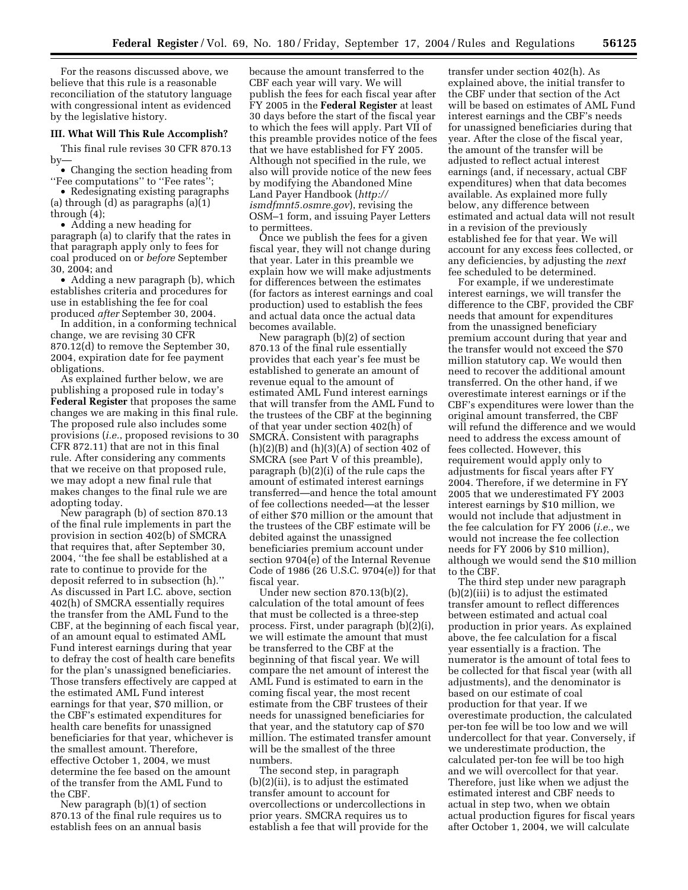For the reasons discussed above, we believe that this rule is a reasonable reconciliation of the statutory language with congressional intent as evidenced by the legislative history.

### III. What Will This Rule Accomplish?

This final rule revises 30 CFR 870.13 by—

- Changing the section heading from ''Fee computations'' to ''Fee rates'';
- Redesignating existing paragraphs (a) through (d) as paragraphs (a)(1) through (4);
- Adding a new heading for paragraph (a) to clarify that the rates in that paragraph apply only to fees for coal produced on or *before* September 30, 2004; and
- Adding a new paragraph (b), which establishes criteria and procedures for use in establishing the fee for coal produced *after* September 30, 2004.

In addition, in a conforming technical change, we are revising 30 CFR 870.12(d) to remove the September 30, 2004, expiration date for fee payment obligations.

As explained further below, we are publishing a proposed rule in today's **Federal Register** that proposes the same changes we are making in this final rule. The proposed rule also includes some provisions (*i.e.*, proposed revisions to 30 CFR 872.11) that are not in this final rule. After considering any comments that we receive on that proposed rule, we may adopt a new final rule that makes changes to the final rule we are adopting today.

New paragraph (b) of section 870.13 of the final rule implements in part the provision in section 402(b) of SMCRA that requires that, after September 30, 2004, ''the fee shall be established at a rate to continue to provide for the deposit referred to in subsection (h).'' As discussed in Part I.C. above, section 402(h) of SMCRA essentially requires the transfer from the AML Fund to the CBF, at the beginning of each fiscal year, of an amount equal to estimated AML Fund interest earnings during that year to defray the cost of health care benefits for the plan's unassigned beneficiaries. Those transfers effectively are capped at the estimated AML Fund interest earnings for that year, $70 million, or the CBF's estimated expenditures for health care benefits for unassigned beneficiaries for that year, whichever is the smallest amount. Therefore, effective October 1, 2004, we must determine the fee based on the amount of the transfer from the AML Fund to the CBF.

New paragraph (b)(1) of section 870.13 of the final rule requires us to establish fees on an annual basis because the amount transferred to the CBF each year will vary. We will publish the fees for each fiscal year after FY 2005 in the **Federal Register** at least 30 days before the start of the fiscal year to which the fees will apply. Part VII of this preamble provides notice of the fees that we have established for FY 2005. Although not specified in the rule, we also will provide notice of the new fees by modifying the Abandoned Mine Land Payer Handbook (*http://ismdfmnt5.osmre.gov*), revising the OSM–1 form, and issuing Payer Letters to permittees.

Once we publish the fees for a given fiscal year, they will not change during that year. Later in this preamble we explain how we will make adjustments for differences between the estimates (for factors as interest earnings and coal production) used to establish the fees and actual data once the actual data becomes available.

New paragraph (b)(2) of section 870.13 of the final rule essentially provides that each year's fee must be established to generate an amount of revenue equal to the amount of estimated AML Fund interest earnings that will transfer from the AML Fund to the trustees of the CBF at the beginning of that year under section 402(h) of SMCRA. Consistent with paragraphs (h)(2)(B) and (h)(3)(A) of section 402 of SMCRA (see Part V of this preamble), paragraph (b)(2)(i) of the rule caps the amount of estimated interest earnings transferred—and hence the total amount of fee collections needed—at the lesser of either $70 million or the amount that the trustees of the CBF estimate will be debited against the unassigned beneficiaries premium account under section 9704(e) of the Internal Revenue Code of 1986 (26 U.S.C. 9704(e)) for that fiscal year.

Under new section 870.13(b)(2), calculation of the total amount of fees that must be collected is a three-step process. First, under paragraph (b)(2)(i), we will estimate the amount that must be transferred to the CBF at the beginning of that fiscal year. We will compare the net amount of interest the AML Fund is estimated to earn in the coming fiscal year, the most recent estimate from the CBF trustees of their needs for unassigned beneficiaries for that year, and the statutory cap of $70 million. The estimated transfer amount will be the smallest of the three numbers.

The second step, in paragraph (b)(2)(ii), is to adjust the estimated transfer amount to account for overcollections or undercollections in prior years. SMCRA requires us to establish a fee that will provide for the transfer under section 402(h). As explained above, the initial transfer to the CBF under that section of the Act will be based on estimates of AML Fund interest earnings and the CBF's needs for unassigned beneficiaries during that year. After the close of the fiscal year, the amount of the transfer will be adjusted to reflect actual interest earnings (and, if necessary, actual CBF expenditures) when that data becomes available. As explained more fully below, any difference between estimated and actual data will not result in a revision of the previously established fee for that year. We will account for any excess fees collected, or any deficiencies, by adjusting the *next* fee scheduled to be determined.

For example, if we underestimate interest earnings, we will transfer the difference to the CBF, provided the CBF needs that amount for expenditures from the unassigned beneficiary premium account during that year and the transfer would not exceed the $70 million statutory cap. We would then need to recover the additional amount transferred. On the other hand, if we overestimate interest earnings or if the CBF's expenditures were lower than the original amount transferred, the CBF will refund the difference and we would need to address the excess amount of fees collected. However, this requirement would apply only to adjustments for fiscal years after FY 2004. Therefore, if we determine in FY 2005 that we underestimated FY 2003 interest earnings by $10 million, we would not include that adjustment in the fee calculation for FY 2006 (*i.e.*, we would not increase the fee collection needs for FY 2006 by $10 million), although we would send the $10 million to the CBF.

The third step under new paragraph (b)(2)(iii) is to adjust the estimated transfer amount to reflect differences between estimated and actual coal production in prior years. As explained above, the fee calculation for a fiscal year essentially is a fraction. The numerator is the amount of total fees to be collected for that fiscal year (with all adjustments), and the denominator is based on our estimate of coal production for that year. If we overestimate production, the calculated per-ton fee will be too low and we will undercollect for that year. Conversely, if we underestimate production, the calculated per-ton fee will be too high and we will overcollect for that year. Therefore, just like when we adjust the estimated interest and CBF needs to actual in step two, when we obtain actual production figures for fiscal years after October 1, 2004, we will calculate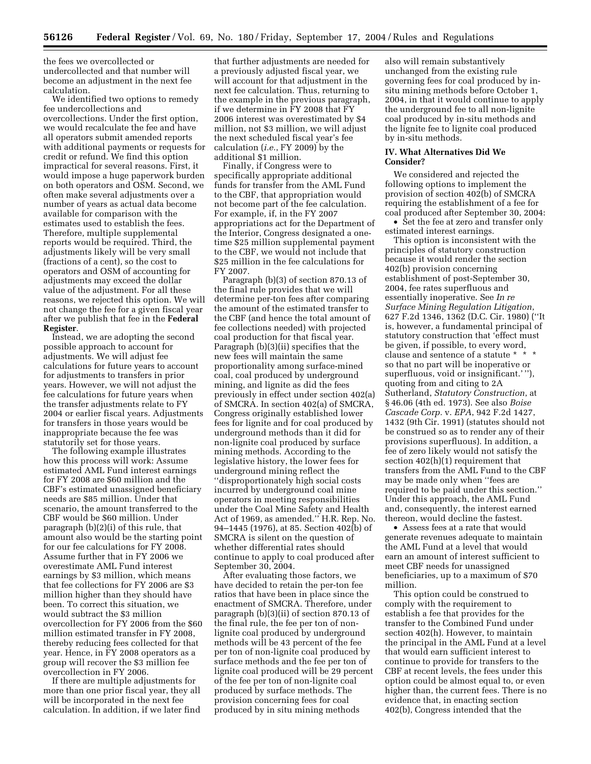the fees we overcollected or undercollected and that number will become an adjustment in the next fee calculation.

We identified two options to remedy fee undercollections and overcollections. Under the first option, we would recalculate the fee and have all operators submit amended reports with additional payments or requests for credit or refund. We find this option impractical for several reasons. First, it would impose a huge paperwork burden on both operators and OSM. Second, we often make several adjustments over a number of years as actual data become available for comparison with the estimates used to establish the fees. Therefore, multiple supplemental reports would be required. Third, the adjustments likely will be very small (fractions of a cent), so the cost to operators and OSM of accounting for adjustments may exceed the dollar value of the adjustment. For all these reasons, we rejected this option. We will not change the fee for a given fiscal year after we publish that fee in the **Federal Register**.

Instead, we are adopting the second possible approach to account for adjustments. We will adjust fee calculations for future years to account for adjustments to transfers in prior years. However, we will not adjust the fee calculations for future years when the transfer adjustments relate to FY 2004 or earlier fiscal years. Adjustments for transfers in those years would be inappropriate because the fee was statutorily set for those years.

The following example illustrates how this process will work: Assume estimated AML Fund interest earnings for FY 2008 are $60 million and the CBF's estimated unassigned beneficiary needs are $85 million. Under that scenario, the amount transferred to the CBF would be $60 million. Under paragraph (b)(2)(i) of this rule, that amount also would be the starting point for our fee calculations for FY 2008. Assume further that in FY 2006 we overestimate AML Fund interest earnings by $3 million, which means that fee collections for FY 2006 are $3 million higher than they should have been. To correct this situation, we would subtract the $3 million overcollection for FY 2006 from the $60 million estimated transfer in FY 2008, thereby reducing fees collected for that year. Hence, in FY 2008 operators as a group will recover the $3 million fee overcollection in FY 2006.

If there are multiple adjustments for more than one prior fiscal year, they all will be incorporated in the next fee calculation. In addition, if we later find that further adjustments are needed for a previously adjusted fiscal year, we will account for that adjustment in the next fee calculation. Thus, returning to the example in the previous paragraph, if we determine in FY 2008 that FY 2006 interest was overestimated by $4 million, not $3 million, we will adjust the next scheduled fiscal year's fee calculation (*i.e.*, FY 2009) by the additional $1 million.

Finally, if Congress were to specifically appropriate additional funds for transfer from the AML Fund to the CBF, that appropriation would not become part of the fee calculation. For example, if, in the FY 2007 appropriations act for the Department of the Interior, Congress designated a one-time $25 million supplemental payment to the CBF, we would not include that $25 million in the fee calculations for FY 2007.

Paragraph (b)(3) of section 870.13 of the final rule provides that we will determine per-ton fees after comparing the amount of the estimated transfer to the CBF (and hence the total amount of fee collections needed) with projected coal production for that fiscal year. Paragraph (b)(3)(ii) specifies that the new fees will maintain the same proportionality among surface-mined coal, coal produced by underground mining, and lignite as did the fees previously in effect under section 402(a) of SMCRA. In section 402(a) of SMCRA, Congress originally established lower fees for lignite and for coal produced by underground methods than it did for non-lignite coal produced by surface mining methods. According to the legislative history, the lower fees for underground mining reflect the "disproportionately high social costs incurred by underground coal mine operators in meeting responsibilities under the Coal Mine Safety and Health Act of 1969, as amended." H.R. Rep. No. 94–1445 (1976), at 85. Section 402(b) of SMCRA is silent on the question of whether differential rates should continue to apply to coal produced after September 30, 2004.

After evaluating those factors, we have decided to retain the per-ton fee ratios that have been in place since the enactment of SMCRA. Therefore, under paragraph (b)(3)(ii) of section 870.13 of the final rule, the fee per ton of non-lignite coal produced by underground methods will be 43 percent of the fee per ton of non-lignite coal produced by surface methods and the fee per ton of lignite coal produced will be 29 percent of the fee per ton of non-lignite coal produced by surface methods. The provision concerning fees for coal produced by in situ mining methods also will remain substantively unchanged from the existing rule governing fees for coal produced by in-situ mining methods before October 1, 2004, in that it would continue to apply the underground fee to all non-lignite coal produced by in-situ methods and the lignite fee to lignite coal produced by in-situ methods.

## IV. What Alternatives Did We Consider?

We considered and rejected the following options to implement the provision of section 402(b) of SMCRA requiring the establishment of a fee for coal produced after September 30, 2004:

- Set the fee at zero and transfer only estimated interest earnings.

This option is inconsistent with the principles of statutory construction because it would render the section 402(b) provision concerning establishment of post-September 30, 2004, fee rates superfluous and essentially inoperative. See *In re Surface Mining Regulation Litigation*, 627 F.2d 1346, 1362 (D.C. Cir. 1980) ("It is, however, a fundamental principal of statutory construction that 'effect must be given, if possible, to every word, clause and sentence of a statute * * * so that no part will be inoperative or superfluous, void or insignificant.' "), quoting from and citing to 2A Sutherland, *Statutory Construction*, at § 46.06 (4th ed. 1973). See also *Boise Cascade Corp.* v. *EPA*, 942 F.2d 1427, 1432 (9th Cir. 1991) (statutes should not be construed so as to render any of their provisions superfluous). In addition, a fee of zero likely would not satisfy the section 402(h)(1) requirement that transfers from the AML Fund to the CBF may be made only when "fees are required to be paid under this section." Under this approach, the AML Fund and, consequently, the interest earned thereon, would decline the fastest.

- Assess fees at a rate that would generate revenues adequate to maintain the AML Fund at a level that would earn an amount of interest sufficient to meet CBF needs for unassigned beneficiaries, up to a maximum of $70 million.

This option could be construed to comply with the requirement to establish a fee that provides for the transfer to the Combined Fund under section 402(h). However, to maintain the principal in the AML Fund at a level that would earn sufficient interest to continue to provide for transfers to the CBF at recent levels, the fees under this option could be almost equal to, or even higher than, the current fees. There is no evidence that, in enacting section 402(b), Congress intended that the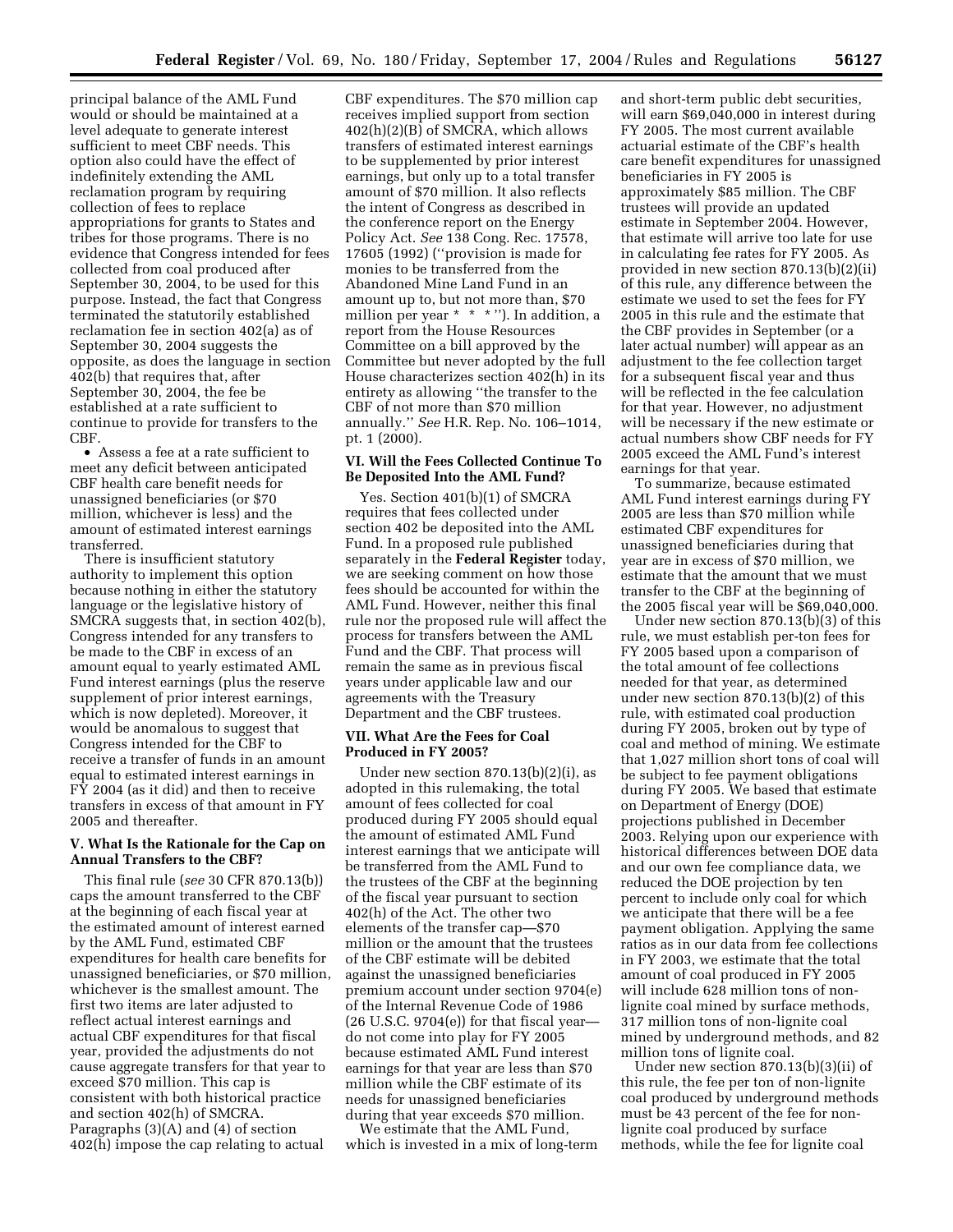principal balance of the AML Fund would or should be maintained at a level adequate to generate interest sufficient to meet CBF needs. This option also could have the effect of indefinitely extending the AML reclamation program by requiring collection of fees to replace appropriations for grants to States and tribes for those programs. There is no evidence that Congress intended for fees collected from coal produced after September 30, 2004, to be used for this purpose. Instead, the fact that Congress terminated the statutorily established reclamation fee in section 402(a) as of September 30, 2004 suggests the opposite, as does the language in section 402(b) that requires that, after September 30, 2004, the fee be established at a rate sufficient to continue to provide for transfers to the CBF.

- Assess a fee at a rate sufficient to meet any deficit between anticipated CBF health care benefit needs for unassigned beneficiaries (or $70 million, whichever is less) and the amount of estimated interest earnings transferred.

There is insufficient statutory authority to implement this option because nothing in either the statutory language or the legislative history of SMCRA suggests that, in section 402(b), Congress intended for any transfers to be made to the CBF in excess of an amount equal to yearly estimated AML Fund interest earnings (plus the reserve supplement of prior interest earnings, which is now depleted). Moreover, it would be anomalous to suggest that Congress intended for the CBF to receive a transfer of funds in an amount equal to estimated interest earnings in FY 2004 (as it did) and then to receive transfers in excess of that amount in FY 2005 and thereafter.

### V. What Is the Rationale for the Cap on Annual Transfers to the CBF?

This final rule (*see* 30 CFR 870.13(b)) caps the amount transferred to the CBF at the beginning of each fiscal year at the estimated amount of interest earned by the AML Fund, estimated CBF expenditures for health care benefits for unassigned beneficiaries, or $70 million, whichever is the smallest amount. The first two items are later adjusted to reflect actual interest earnings and actual CBF expenditures for that fiscal year, provided the adjustments do not cause aggregate transfers for that year to exceed $70 million. This cap is consistent with both historical practice and section 402(h) of SMCRA. Paragraphs (3)(A) and (4) of section 402(h) impose the cap relating to actual CBF expenditures. The $70 million cap receives implied support from section 402(h)(2)(B) of SMCRA, which allows transfers of estimated interest earnings to be supplemented by prior interest earnings, but only up to a total transfer amount of $70 million. It also reflects the intent of Congress as described in the conference report on the Energy Policy Act. *See* 138 Cong. Rec. 17578, 17605 (1992) (''provision is made for monies to be transferred from the Abandoned Mine Land Fund in an amount up to, but not more than, $70 million per year * * *''). In addition, a report from the House Resources Committee on a bill approved by the Committee but never adopted by the full House characterizes section 402(h) in its entirety as allowing ''the transfer to the CBF of not more than $70 million annually.'' *See* H.R. Rep. No. 106–1014, pt. 1 (2000).

### VI. Will the Fees Collected Continue To Be Deposited Into the AML Fund?

Yes. Section 401(b)(1) of SMCRA requires that fees collected under section 402 be deposited into the AML Fund. In a proposed rule published separately in the **Federal Register** today, we are seeking comment on how those fees should be accounted for within the AML Fund. However, neither this final rule nor the proposed rule will affect the process for transfers between the AML Fund and the CBF. That process will remain the same as in previous fiscal years under applicable law and our agreements with the Treasury Department and the CBF trustees.

### VII. What Are the Fees for Coal Produced in FY 2005?

Under new section 870.13(b)(2)(i), as adopted in this rulemaking, the total amount of fees collected for coal produced during FY 2005 should equal the amount of estimated AML Fund interest earnings that we anticipate will be transferred from the AML Fund to the trustees of the CBF at the beginning of the fiscal year pursuant to section 402(h) of the Act. The other two elements of the transfer cap—$70 million or the amount that the trustees of the CBF estimate will be debited against the unassigned beneficiaries premium account under section 9704(e) of the Internal Revenue Code of 1986 (26 U.S.C. 9704(e)) for that fiscal year—do not come into play for FY 2005 because estimated AML Fund interest earnings for that year are less than $70 million while the CBF estimate of its needs for unassigned beneficiaries during that year exceeds $70 million.

We estimate that the AML Fund, which is invested in a mix of long-term and short-term public debt securities, will earn $69,040,000 in interest during FY 2005. The most current available actuarial estimate of the CBF's health care benefit expenditures for unassigned beneficiaries in FY 2005 is approximately $85 million. The CBF trustees will provide an updated estimate in September 2004. However, that estimate will arrive too late for use in calculating fee rates for FY 2005. As provided in new section 870.13(b)(2)(ii) of this rule, any difference between the estimate we used to set the fees for FY 2005 in this rule and the estimate that the CBF provides in September (or a later actual number) will appear as an adjustment to the fee collection target for a subsequent fiscal year and thus will be reflected in the fee calculation for that year. However, no adjustment will be necessary if the new estimate or actual numbers show CBF needs for FY 2005 exceed the AML Fund's interest earnings for that year.

To summarize, because estimated AML Fund interest earnings during FY 2005 are less than $70 million while estimated CBF expenditures for unassigned beneficiaries during that year are in excess of $70 million, we estimate that the amount that we must transfer to the CBF at the beginning of the 2005 fiscal year will be $69,040,000.

Under new section 870.13(b)(3) of this rule, we must establish per-ton fees for FY 2005 based upon a comparison of the total amount of fee collections needed for that year, as determined under new section 870.13(b)(2) of this rule, with estimated coal production during FY 2005, broken out by type of coal and method of mining. We estimate that 1,027 million short tons of coal will be subject to fee payment obligations during FY 2005. We based that estimate on Department of Energy (DOE) projections published in December 2003. Relying upon our experience with historical differences between DOE data and our own fee compliance data, we reduced the DOE projection by ten percent to include only coal for which we anticipate that there will be a fee payment obligation. Applying the same ratios as in our data from fee collections in FY 2003, we estimate that the total amount of coal produced in FY 2005 will include 628 million tons of non-lignite coal mined by surface methods, 317 million tons of non-lignite coal mined by underground methods, and 82 million tons of lignite coal.

Under new section 870.13(b)(3)(ii) of this rule, the fee per ton of non-lignite coal produced by underground methods must be 43 percent of the fee for non-lignite coal produced by surface methods, while the fee for lignite coal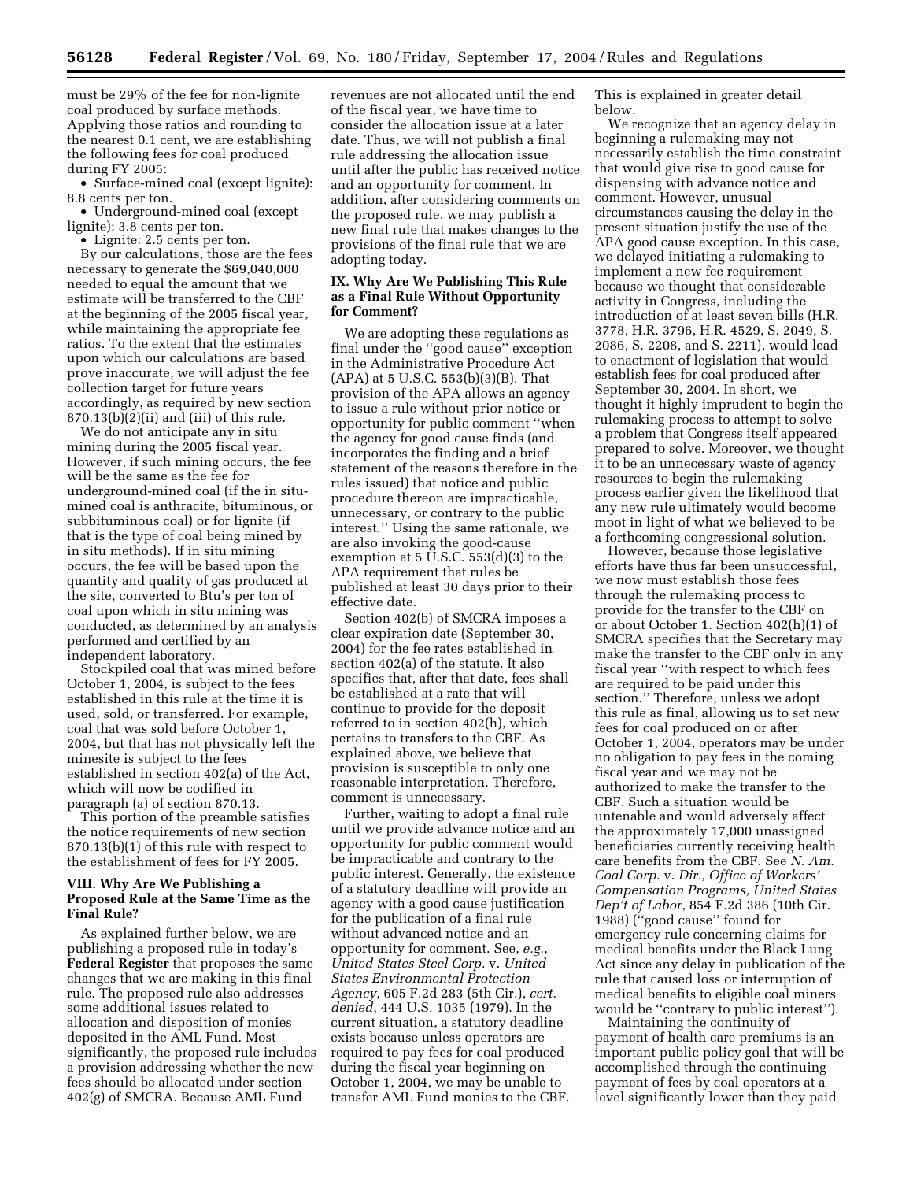must be 29% of the fee for non-lignite coal produced by surface methods. Applying those ratios and rounding to the nearest 0.1 cent, we are establishing the following fees for coal produced during FY 2005:

- Surface-mined coal (except lignite): 8.8 cents per ton.
- Underground-mined coal (except lignite): 3.8 cents per ton.
- Lignite: 2.5 cents per ton.

By our calculations, those are the fees necessary to generate the $69,040,000 needed to equal the amount that we estimate will be transferred to the CBF at the beginning of the 2005 fiscal year, while maintaining the appropriate fee ratios. To the extent that the estimates upon which our calculations are based prove inaccurate, we will adjust the fee collection target for future years accordingly, as required by new section 870.13(b)(2)(ii) and (iii) of this rule.

We do not anticipate any in situ mining during the 2005 fiscal year. However, if such mining occurs, the fee will be the same as the fee for underground-mined coal (if the in situ-mined coal is anthracite, bituminous, or subbituminous coal) or for lignite (if that is the type of coal being mined by in situ methods). If in situ mining occurs, the fee will be based upon the quantity and quality of gas produced at the site, converted to Btu's per ton of coal upon which in situ mining was conducted, as determined by an analysis performed and certified by an independent laboratory.

Stockpiled coal that was mined before October 1, 2004, is subject to the fees established in this rule at the time it is used, sold, or transferred. For example, coal that was sold before October 1, 2004, but that has not physically left the minesite is subject to the fees established in section 402(a) of the Act, which will now be codified in paragraph (a) of section 870.13.

This portion of the preamble satisfies the notice requirements of new section 870.13(b)(1) of this rule with respect to the establishment of fees for FY 2005.

## VIII. Why Are We Publishing a Proposed Rule at the Same Time as the Final Rule?

As explained further below, we are publishing a proposed rule in today's **Federal Register** that proposes the same changes that we are making in this final rule. The proposed rule also addresses some additional issues related to allocation and disposition of monies deposited in the AML Fund. Most significantly, the proposed rule includes a provision addressing whether the new fees should be allocated under section 402(g) of SMCRA. Because AML Fund revenues are not allocated until the end of the fiscal year, we have time to consider the allocation issue at a later date. Thus, we will not publish a final rule addressing the allocation issue until after the public has received notice and an opportunity for comment. In addition, after considering comments on the proposed rule, we may publish a new final rule that makes changes to the provisions of the final rule that we are adopting today.

## IX. Why Are We Publishing This Rule as a Final Rule Without Opportunity for Comment?

We are adopting these regulations as final under the "good cause" exception in the Administrative Procedure Act (APA) at 5 U.S.C. 553(b)(3)(B). That provision of the APA allows an agency to issue a rule without prior notice or opportunity for public comment "when the agency for good cause finds (and incorporates the finding and a brief statement of the reasons therefore in the rules issued) that notice and public procedure thereon are impracticable, unnecessary, or contrary to the public interest." Using the same rationale, we are also invoking the good-cause exemption at 5 U.S.C. 553(d)(3) to the APA requirement that rules be published at least 30 days prior to their effective date.

Section 402(b) of SMCRA imposes a clear expiration date (September 30, 2004) for the fee rates established in section 402(a) of the statute. It also specifies that, after that date, fees shall be established at a rate that will continue to provide for the deposit referred to in section 402(h), which pertains to transfers to the CBF. As explained above, we believe that provision is susceptible to only one reasonable interpretation. Therefore, comment is unnecessary.

Further, waiting to adopt a final rule until we provide advance notice and an opportunity for public comment would be impracticable and contrary to the public interest. Generally, the existence of a statutory deadline will provide an agency with a good cause justification for the publication of a final rule without advanced notice and an opportunity for comment. See, *e.g.*, *United States Steel Corp.* v. *United States Environmental Protection Agency*, 605 F.2d 283 (5th Cir.), *cert. denied*, 444 U.S. 1035 (1979). In the current situation, a statutory deadline exists because unless operators are required to pay fees for coal produced during the fiscal year beginning on October 1, 2004, we may be unable to transfer AML Fund monies to the CBF. This is explained in greater detail below.

We recognize that an agency delay in beginning a rulemaking may not necessarily establish the time constraint that would give rise to good cause for dispensing with advance notice and comment. However, unusual circumstances causing the delay in the present situation justify the use of the APA good cause exception. In this case, we delayed initiating a rulemaking to implement a new fee requirement because we thought that considerable activity in Congress, including the introduction of at least seven bills (H.R. 3778, H.R. 3796, H.R. 4529, S. 2049, S. 2086, S. 2208, and S. 2211), would lead to enactment of legislation that would establish fees for coal produced after September 30, 2004. In short, we thought it highly imprudent to begin the rulemaking process to attempt to solve a problem that Congress itself appeared prepared to solve. Moreover, we thought it to be an unnecessary waste of agency resources to begin the rulemaking process earlier given the likelihood that any new rule ultimately would become moot in light of what we believed to be a forthcoming congressional solution.

However, because those legislative efforts have thus far been unsuccessful, we now must establish those fees through the rulemaking process to provide for the transfer to the CBF on or about October 1. Section 402(h)(1) of SMCRA specifies that the Secretary may make the transfer to the CBF only in any fiscal year "with respect to which fees are required to be paid under this section." Therefore, unless we adopt this rule as final, allowing us to set new fees for coal produced on or after October 1, 2004, operators may be under no obligation to pay fees in the coming fiscal year and we may not be authorized to make the transfer to the CBF. Such a situation would be untenable and would adversely affect the approximately 17,000 unassigned beneficiaries currently receiving health care benefits from the CBF. See *N. Am. Coal Corp.* v. *Dir., Office of Workers' Compensation Programs, United States Dep't of Labor*, 854 F.2d 386 (10th Cir. 1988) ("good cause" found for emergency rule concerning claims for medical benefits under the Black Lung Act since any delay in publication of the rule that caused loss or interruption of medical benefits to eligible coal miners would be "contrary to public interest").

Maintaining the continuity of payment of health care premiums is an important public policy goal that will be accomplished through the continuing payment of fees by coal operators at a level significantly lower than they paid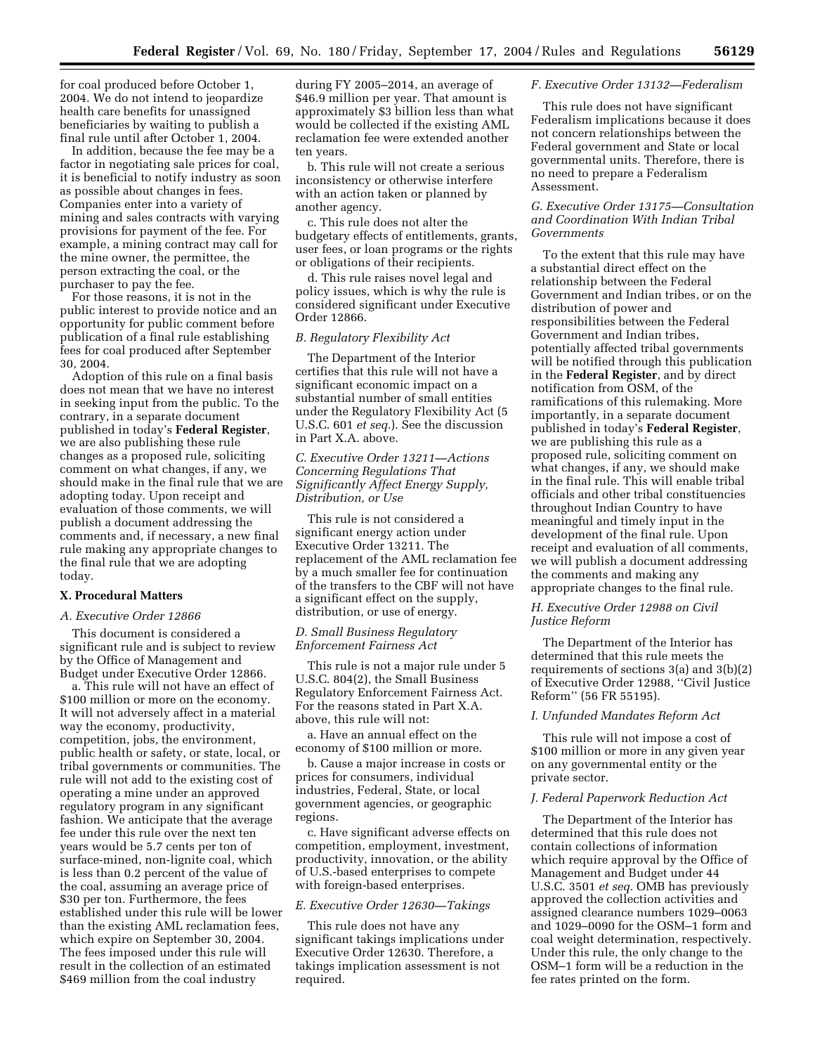for coal produced before October 1, 2004. We do not intend to jeopardize health care benefits for unassigned beneficiaries by waiting to publish a final rule until after October 1, 2004.

In addition, because the fee may be a factor in negotiating sale prices for coal, it is beneficial to notify industry as soon as possible about changes in fees. Companies enter into a variety of mining and sales contracts with varying provisions for payment of the fee. For example, a mining contract may call for the mine owner, the permittee, the person extracting the coal, or the purchaser to pay the fee.

For those reasons, it is not in the public interest to provide notice and an opportunity for public comment before publication of a final rule establishing fees for coal produced after September 30, 2004.

Adoption of this rule on a final basis does not mean that we have no interest in seeking input from the public. To the contrary, in a separate document published in today's **Federal Register**, we are also publishing these rule changes as a proposed rule, soliciting comment on what changes, if any, we should make in the final rule that we are adopting today. Upon receipt and evaluation of those comments, we will publish a document addressing the comments and, if necessary, a new final rule making any appropriate changes to the final rule that we are adopting today.

## X. Procedural Matters

### *A. Executive Order 12866*

This document is considered a significant rule and is subject to review by the Office of Management and Budget under Executive Order 12866.

a. This rule will not have an effect of $100 million or more on the economy. It will not adversely affect in a material way the economy, productivity, competition, jobs, the environment, public health or safety, or state, local, or tribal governments or communities. The rule will not add to the existing cost of operating a mine under an approved regulatory program in any significant fashion. We anticipate that the average fee under this rule over the next ten years would be 5.7 cents per ton of surface-mined, non-lignite coal, which is less than 0.2 percent of the value of the coal, assuming an average price of $30 per ton. Furthermore, the fees established under this rule will be lower than the existing AML reclamation fees, which expire on September 30, 2004. The fees imposed under this rule will result in the collection of an estimated $469 million from the coal industry during FY 2005–2014, an average of $46.9 million per year. That amount is approximately $3 billion less than what would be collected if the existing AML reclamation fee were extended another ten years.

b. This rule will not create a serious inconsistency or otherwise interfere with an action taken or planned by another agency.

c. This rule does not alter the budgetary effects of entitlements, grants, user fees, or loan programs or the rights or obligations of their recipients.

d. This rule raises novel legal and policy issues, which is why the rule is considered significant under Executive Order 12866.

### *B. Regulatory Flexibility Act*

The Department of the Interior certifies that this rule will not have a significant economic impact on a substantial number of small entities under the Regulatory Flexibility Act (5 U.S.C. 601 *et seq.*). See the discussion in Part X.A. above.

### *C. Executive Order 13211—Actions Concerning Regulations That Significantly Affect Energy Supply, Distribution, or Use*

This rule is not considered a significant energy action under Executive Order 13211. The replacement of the AML reclamation fee by a much smaller fee for continuation of the transfers to the CBF will not have a significant effect on the supply, distribution, or use of energy.

### *D. Small Business Regulatory Enforcement Fairness Act*

This rule is not a major rule under 5 U.S.C. 804(2), the Small Business Regulatory Enforcement Fairness Act. For the reasons stated in Part X.A. above, this rule will not:

a. Have an annual effect on the economy of $100 million or more.

b. Cause a major increase in costs or prices for consumers, individual industries, Federal, State, or local government agencies, or geographic regions.

c. Have significant adverse effects on competition, employment, investment, productivity, innovation, or the ability of U.S.-based enterprises to compete with foreign-based enterprises.

### *E. Executive Order 12630—Takings*

This rule does not have any significant takings implications under Executive Order 12630. Therefore, a takings implication assessment is not required.

### *F. Executive Order 13132—Federalism*

This rule does not have significant Federalism implications because it does not concern relationships between the Federal government and State or local governmental units. Therefore, there is no need to prepare a Federalism Assessment.

### *G. Executive Order 13175—Consultation and Coordination With Indian Tribal Governments*

To the extent that this rule may have a substantial direct effect on the relationship between the Federal Government and Indian tribes, or on the distribution of power and responsibilities between the Federal Government and Indian tribes, potentially affected tribal governments will be notified through this publication in the **Federal Register**, and by direct notification from OSM, of the ramifications of this rulemaking. More importantly, in a separate document published in today's **Federal Register**, we are publishing this rule as a proposed rule, soliciting comment on what changes, if any, we should make in the final rule. This will enable tribal officials and other tribal constituencies throughout Indian Country to have meaningful and timely input in the development of the final rule. Upon receipt and evaluation of all comments, we will publish a document addressing the comments and making any appropriate changes to the final rule.

### *H. Executive Order 12988 on Civil Justice Reform*

The Department of the Interior has determined that this rule meets the requirements of sections 3(a) and 3(b)(2) of Executive Order 12988, ''Civil Justice Reform'' (56 FR 55195).

### *I. Unfunded Mandates Reform Act*

This rule will not impose a cost of $100 million or more in any given year on any governmental entity or the private sector.

### *J. Federal Paperwork Reduction Act*

The Department of the Interior has determined that this rule does not contain collections of information which require approval by the Office of Management and Budget under 44 U.S.C. 3501 *et seq.* OMB has previously approved the collection activities and assigned clearance numbers 1029–0063 and 1029–0090 for the OSM–1 form and coal weight determination, respectively. Under this rule, the only change to the OSM–1 form will be a reduction in the fee rates printed on the form.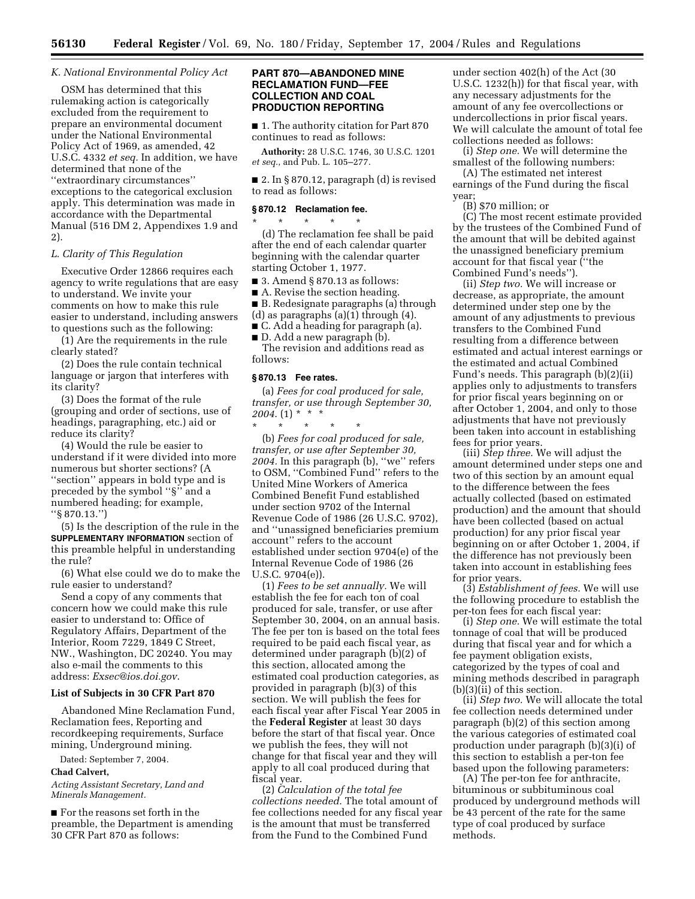### K. National Environmental Policy Act

OSM has determined that this rulemaking action is categorically excluded from the requirement to prepare an environmental document under the National Environmental Policy Act of 1969, as amended, 42 U.S.C. 4332 *et seq.* In addition, we have determined that none of the ''extraordinary circumstances'' exceptions to the categorical exclusion apply. This determination was made in accordance with the Departmental Manual (516 DM 2, Appendixes 1.9 and 2).

### L. Clarity of This Regulation

Executive Order 12866 requires each agency to write regulations that are easy to understand. We invite your comments on how to make this rule easier to understand, including answers to questions such as the following:

(1) Are the requirements in the rule clearly stated?

(2) Does the rule contain technical language or jargon that interferes with its clarity?

(3) Does the format of the rule (grouping and order of sections, use of headings, paragraphing, etc.) aid or reduce its clarity?

(4) Would the rule be easier to understand if it were divided into more numerous but shorter sections? (A ''section'' appears in bold type and is preceded by the symbol ''§'' and a numbered heading; for example, ''§ 870.13.'')

(5) Is the description of the rule in the **SUPPLEMENTARY INFORMATION** section of this preamble helpful in understanding the rule?

(6) What else could we do to make the rule easier to understand?

Send a copy of any comments that concern how we could make this rule easier to understand to: Office of Regulatory Affairs, Department of the Interior, Room 7229, 1849 C Street, NW., Washington, DC 20240. You may also e-mail the comments to this address: *Exsec@ios.doi.gov*.

**List of Subjects in 30 CFR Part 870**

Abandoned Mine Reclamation Fund, Reclamation fees, Reporting and recordkeeping requirements, Surface mining, Underground mining.

Dated: September 7, 2004.

**Chad Calvert,**

*Acting Assistant Secretary, Land and Minerals Management.*

■ For the reasons set forth in the preamble, the Department is amending 30 CFR Part 870 as follows:

## PART 870—ABANDONED MINE RECLAMATION FUND—FEE COLLECTION AND COAL PRODUCTION REPORTING

■ 1. The authority citation for Part 870 continues to read as follows:

**Authority:** 28 U.S.C. 1746, 30 U.S.C. 1201 *et seq.*, and Pub. L. 105–277.

■ 2. In § 870.12, paragraph (d) is revised to read as follows:

**§ 870.12 Reclamation fee.**

\* \* \* \* \*

(d) The reclamation fee shall be paid after the end of each calendar quarter beginning with the calendar quarter starting October 1, 1977.

■ 3. Amend § 870.13 as follows:

■ A. Revise the section heading.

■ B. Redesignate paragraphs (a) through (d) as paragraphs (a)(1) through (4).

■ C. Add a heading for paragraph (a).

■ D. Add a new paragraph (b).

The revision and additions read as follows:

**§ 870.13 Fee rates.**

(a) *Fees for coal produced for sale, transfer, or use through September 30, 2004.* (1) \* \* \*

\* \* \* \* \*

(b) *Fees for coal produced for sale, transfer, or use after September 30, 2004.* In this paragraph (b), ''we'' refers to OSM, ''Combined Fund'' refers to the United Mine Workers of America Combined Benefit Fund established under section 9702 of the Internal Revenue Code of 1986 (26 U.S.C. 9702), and ''unassigned beneficiaries premium account'' refers to the account established under section 9704(e) of the Internal Revenue Code of 1986 (26 U.S.C. 9704(e)).

(1) *Fees to be set annually.* We will establish the fee for each ton of coal produced for sale, transfer, or use after September 30, 2004, on an annual basis. The fee per ton is based on the total fees required to be paid each fiscal year, as determined under paragraph (b)(2) of this section, allocated among the estimated coal production categories, as provided in paragraph (b)(3) of this section. We will publish the fees for each fiscal year after Fiscal Year 2005 in the **Federal Register** at least 30 days before the start of that fiscal year. Once we publish the fees, they will not change for that fiscal year and they will apply to all coal produced during that fiscal year.

(2) *Calculation of the total fee collections needed.* The total amount of fee collections needed for any fiscal year is the amount that must be transferred from the Fund to the Combined Fund under section 402(h) of the Act (30 U.S.C. 1232(h)) for that fiscal year, with any necessary adjustments for the amount of any fee overcollections or undercollections in prior fiscal years. We will calculate the amount of total fee collections needed as follows:

(i) *Step one.* We will determine the smallest of the following numbers:

(A) The estimated net interest earnings of the Fund during the fiscal year;

(B) $70 million; or

(C) The most recent estimate provided by the trustees of the Combined Fund of the amount that will be debited against the unassigned beneficiary premium account for that fiscal year (''the Combined Fund's needs'').

(ii) *Step two.* We will increase or decrease, as appropriate, the amount determined under step one by the amount of any adjustments to previous transfers to the Combined Fund resulting from a difference between estimated and actual interest earnings or the estimated and actual Combined Fund's needs. This paragraph (b)(2)(ii) applies only to adjustments to transfers for prior fiscal years beginning on or after October 1, 2004, and only to those adjustments that have not previously been taken into account in establishing fees for prior years.

(iii) *Step three.* We will adjust the amount determined under steps one and two of this section by an amount equal to the difference between the fees actually collected (based on estimated production) and the amount that should have been collected (based on actual production) for any prior fiscal year beginning on or after October 1, 2004, if the difference has not previously been taken into account in establishing fees for prior years.

(3) *Establishment of fees.* We will use the following procedure to establish the per-ton fees for each fiscal year:

(i) *Step one.* We will estimate the total tonnage of coal that will be produced during that fiscal year and for which a fee payment obligation exists, categorized by the types of coal and mining methods described in paragraph (b)(3)(ii) of this section.

(ii) *Step two.* We will allocate the total fee collection needs determined under paragraph (b)(2) of this section among the various categories of estimated coal production under paragraph (b)(3)(i) of this section to establish a per-ton fee based upon the following parameters:

(A) The per-ton fee for anthracite, bituminous or subbituminous coal produced by underground methods will be 43 percent of the rate for the same type of coal produced by surface methods.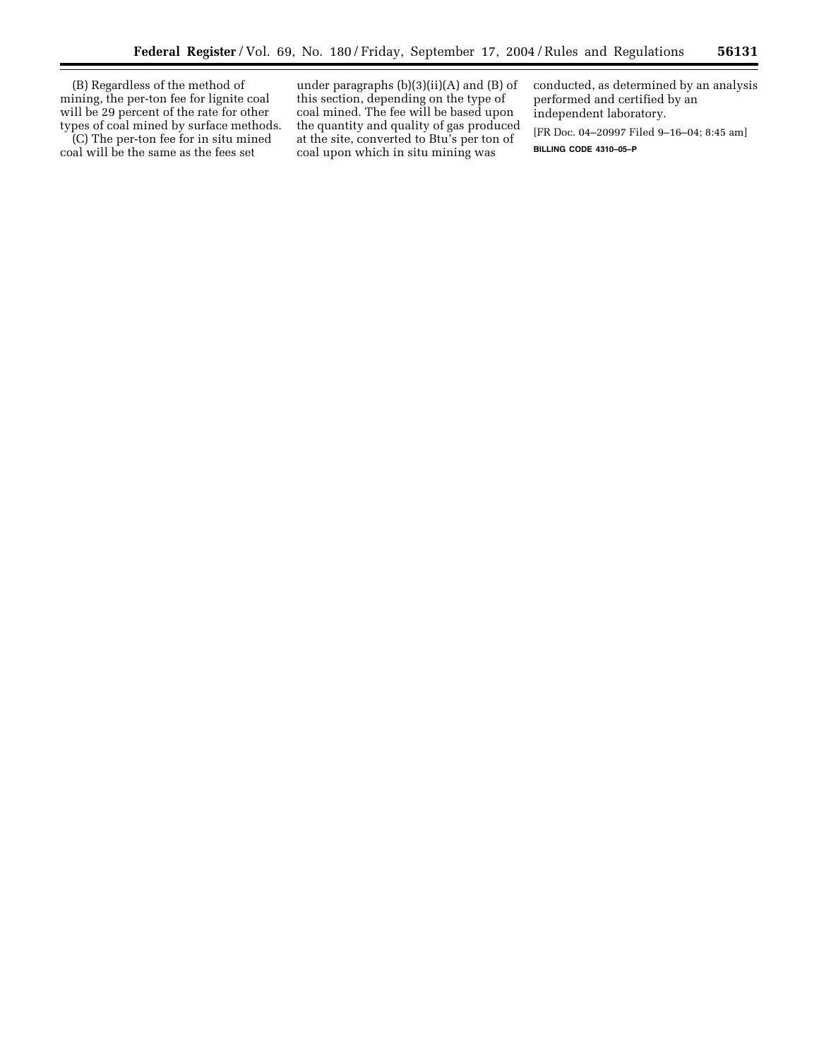(B) Regardless of the method of mining, the per-ton fee for lignite coal will be 29 percent of the rate for other types of coal mined by surface methods.

(C) The per-ton fee for in situ mined coal will be the same as the fees set under paragraphs (b)(3)(ii)(A) and (B) of this section, depending on the type of coal mined. The fee will be based upon the quantity and quality of gas produced at the site, converted to Btu's per ton of coal upon which in situ mining was conducted, as determined by an analysis performed and certified by an independent laboratory.

[FR Doc. 04–20997 Filed 9–16–04; 8:45 am]

**BILLING CODE 4310–05–P**